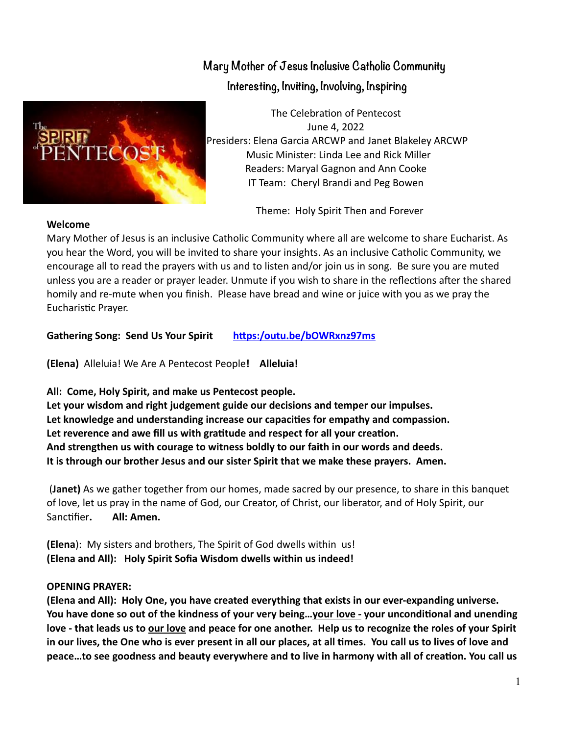# Mary Mother of Jesus Inclusive Catholic Community

## Interesting, Inviting, Involving, Inspiring

The Celebration of Pentecost
June 4, 2022
Presiders: Elena Garcia ARCWP and Janet Blakeley ARCWP
Music Minister: Linda Lee and Rick Miller
Readers: Maryal Gagnon and Ann Cooke
IT Team: Cheryl Brandi and Peg Bowen

Theme: Holy Spirit Then and Forever

**Welcome**

Mary Mother of Jesus is an inclusive Catholic Community where all are welcome to share Eucharist. As you hear the Word, you will be invited to share your insights. As an inclusive Catholic Community, we encourage all to read the prayers with us and to listen and/or join us in song. Be sure you are muted unless you are a reader or prayer leader. Unmute if you wish to share in the reflections after the shared homily and re-mute when you finish. Please have bread and wine or juice with you as we pray the Eucharistic Prayer.

**Gathering Song: Send Us Your Spirit** https:/outu.be/bOWRxnz97ms

**(Elena)** Alleluia! We Are A Pentecost People**!** **Alleluia!**

**All: Come, Holy Spirit, and make us Pentecost people.**
**Let your wisdom and right judgement guide our decisions and temper our impulses.**
**Let knowledge and understanding increase our capacities for empathy and compassion.**
**Let reverence and awe fill us with gratitude and respect for all your creation.**
**And strengthen us with courage to witness boldly to our faith in our words and deeds.**
**It is through our brother Jesus and our sister Spirit that we make these prayers. Amen.**

(**Janet)** As we gather together from our homes, made sacred by our presence, to share in this banquet of love, let us pray in the name of God, our Creator, of Christ, our liberator, and of Holy Spirit, our Sanctifier**.** **All: Amen.**

**(Elena**): My sisters and brothers, The Spirit of God dwells within us!
**(Elena and All): Holy Spirit Sofia Wisdom dwells within us indeed!**

**OPENING PRAYER:**

**(Elena and All): Holy One, you have created everything that exists in our ever-expanding universe. You have done so out of the kindness of your very being…<u>your love -</u> your unconditional and unending love - that leads us to <u>our love</u> and peace for one another. Help us to recognize the roles of your Spirit in our lives, the One who is ever present in all our places, at all times. You call us to lives of love and peace…to see goodness and beauty everywhere and to live in harmony with all of creation. You call us**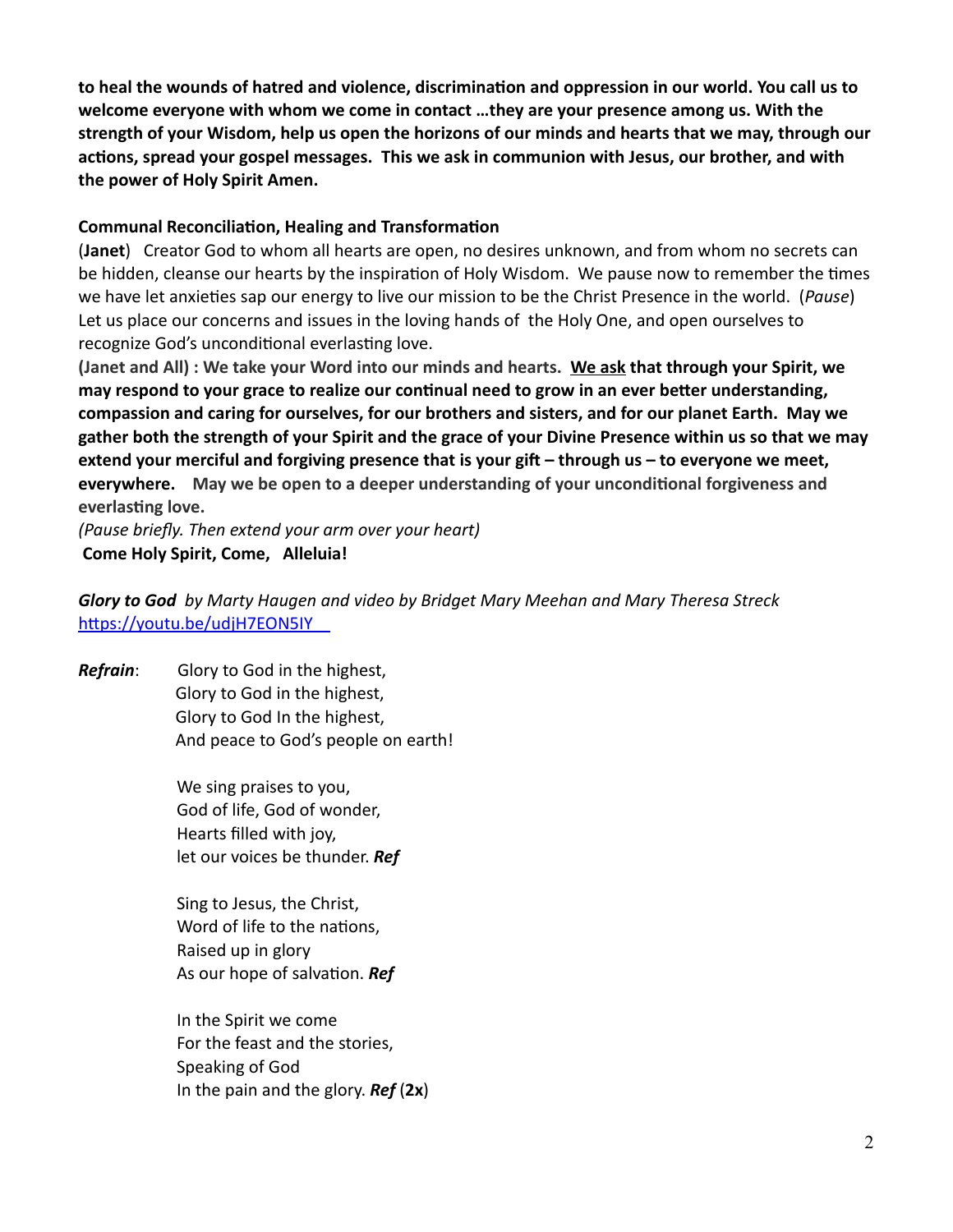**to heal the wounds of hatred and violence, discrimination and oppression in our world. You call us to welcome everyone with whom we come in contact …they are your presence among us. With the strength of your Wisdom, help us open the horizons of our minds and hearts that we may, through our actions, spread your gospel messages. This we ask in communion with Jesus, our brother, and with the power of Holy Spirit Amen.**

**Communal Reconciliation, Healing and Transformation**

(**Janet**) Creator God to whom all hearts are open, no desires unknown, and from whom no secrets can be hidden, cleanse our hearts by the inspiration of Holy Wisdom. We pause now to remember the times we have let anxieties sap our energy to live our mission to be the Christ Presence in the world. (*Pause*) Let us place our concerns and issues in the loving hands of the Holy One, and open ourselves to recognize God's unconditional everlasting love.

**(Janet and All) : We take your Word into our minds and hearts. <u>We ask</u> that through your Spirit, we may respond to your grace to realize our continual need to grow in an ever better understanding, compassion and caring for ourselves, for our brothers and sisters, and for our planet Earth. May we gather both the strength of your Spirit and the grace of your Divine Presence within us so that we may extend your merciful and forgiving presence that is your gift – through us – to everyone we meet, everywhere. May we be open to a deeper understanding of your unconditional forgiveness and everlasting love.**

*(Pause briefly. Then extend your arm over your heart)*

**Come Holy Spirit, Come, Alleluia!**

***Glory to God*** *by Marty Haugen and video by Bridget Mary Meehan and Mary Theresa Streck*
https://youtu.be/udjH7EON5IY

***Refrain***: Glory to God in the highest,
Glory to God in the highest,
Glory to God In the highest,
And peace to God's people on earth!

We sing praises to you,
God of life, God of wonder,
Hearts filled with joy,
let our voices be thunder. ***Ref***

Sing to Jesus, the Christ,
Word of life to the nations,
Raised up in glory
As our hope of salvation. ***Ref***

In the Spirit we come
For the feast and the stories,
Speaking of God
In the pain and the glory. ***Ref*** (**2x**)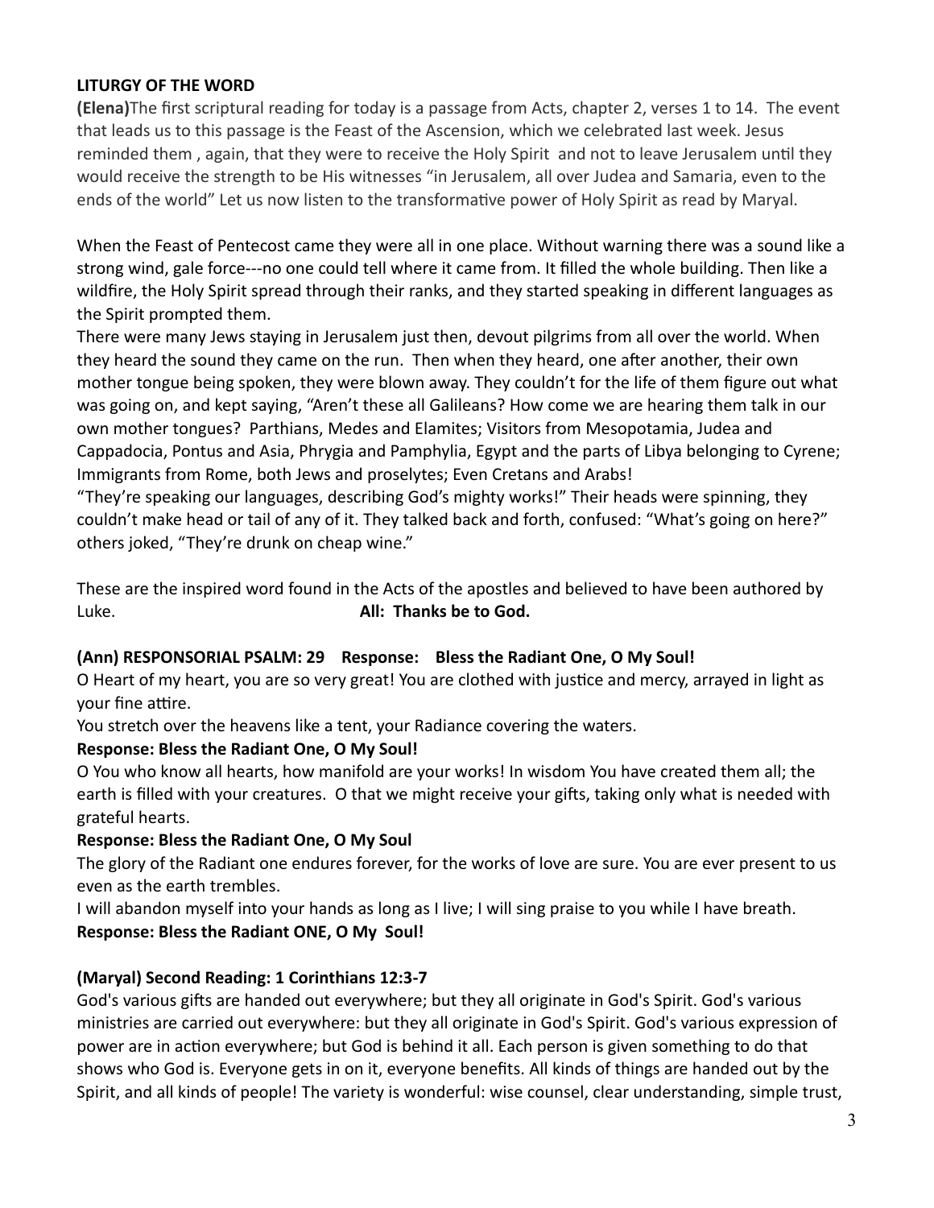**LITURGY OF THE WORD**

**(Elena)**The first scriptural reading for today is a passage from Acts, chapter 2, verses 1 to 14. The event that leads us to this passage is the Feast of the Ascension, which we celebrated last week. Jesus reminded them , again, that they were to receive the Holy Spirit and not to leave Jerusalem until they would receive the strength to be His witnesses "in Jerusalem, all over Judea and Samaria, even to the ends of the world" Let us now listen to the transformative power of Holy Spirit as read by Maryal.

When the Feast of Pentecost came they were all in one place. Without warning there was a sound like a strong wind, gale force---no one could tell where it came from. It filled the whole building. Then like a wildfire, the Holy Spirit spread through their ranks, and they started speaking in different languages as the Spirit prompted them.

There were many Jews staying in Jerusalem just then, devout pilgrims from all over the world. When they heard the sound they came on the run. Then when they heard, one after another, their own mother tongue being spoken, they were blown away. They couldn't for the life of them figure out what was going on, and kept saying, "Aren't these all Galileans? How come we are hearing them talk in our own mother tongues? Parthians, Medes and Elamites; Visitors from Mesopotamia, Judea and Cappadocia, Pontus and Asia, Phrygia and Pamphylia, Egypt and the parts of Libya belonging to Cyrene; Immigrants from Rome, both Jews and proselytes; Even Cretans and Arabs!

"They're speaking our languages, describing God's mighty works!" Their heads were spinning, they couldn't make head or tail of any of it. They talked back and forth, confused: "What's going on here?" others joked, "They're drunk on cheap wine."

These are the inspired word found in the Acts of the apostles and believed to have been authored by Luke. **All: Thanks be to God.**

**(Ann) RESPONSORIAL PSALM: 29 Response: Bless the Radiant One, O My Soul!**

O Heart of my heart, you are so very great! You are clothed with justice and mercy, arrayed in light as your fine attire.

You stretch over the heavens like a tent, your Radiance covering the waters.

**Response: Bless the Radiant One, O My Soul!**

O You who know all hearts, how manifold are your works! In wisdom You have created them all; the earth is filled with your creatures. O that we might receive your gifts, taking only what is needed with grateful hearts.

**Response: Bless the Radiant One, O My Soul**

The glory of the Radiant one endures forever, for the works of love are sure. You are ever present to us even as the earth trembles.

I will abandon myself into your hands as long as I live; I will sing praise to you while I have breath.

**Response: Bless the Radiant ONE, O My Soul!**

**(Maryal) Second Reading: 1 Corinthians 12:3-7**

God's various gifts are handed out everywhere; but they all originate in God's Spirit. God's various ministries are carried out everywhere: but they all originate in God's Spirit. God's various expression of power are in action everywhere; but God is behind it all. Each person is given something to do that shows who God is. Everyone gets in on it, everyone benefits. All kinds of things are handed out by the Spirit, and all kinds of people! The variety is wonderful: wise counsel, clear understanding, simple trust,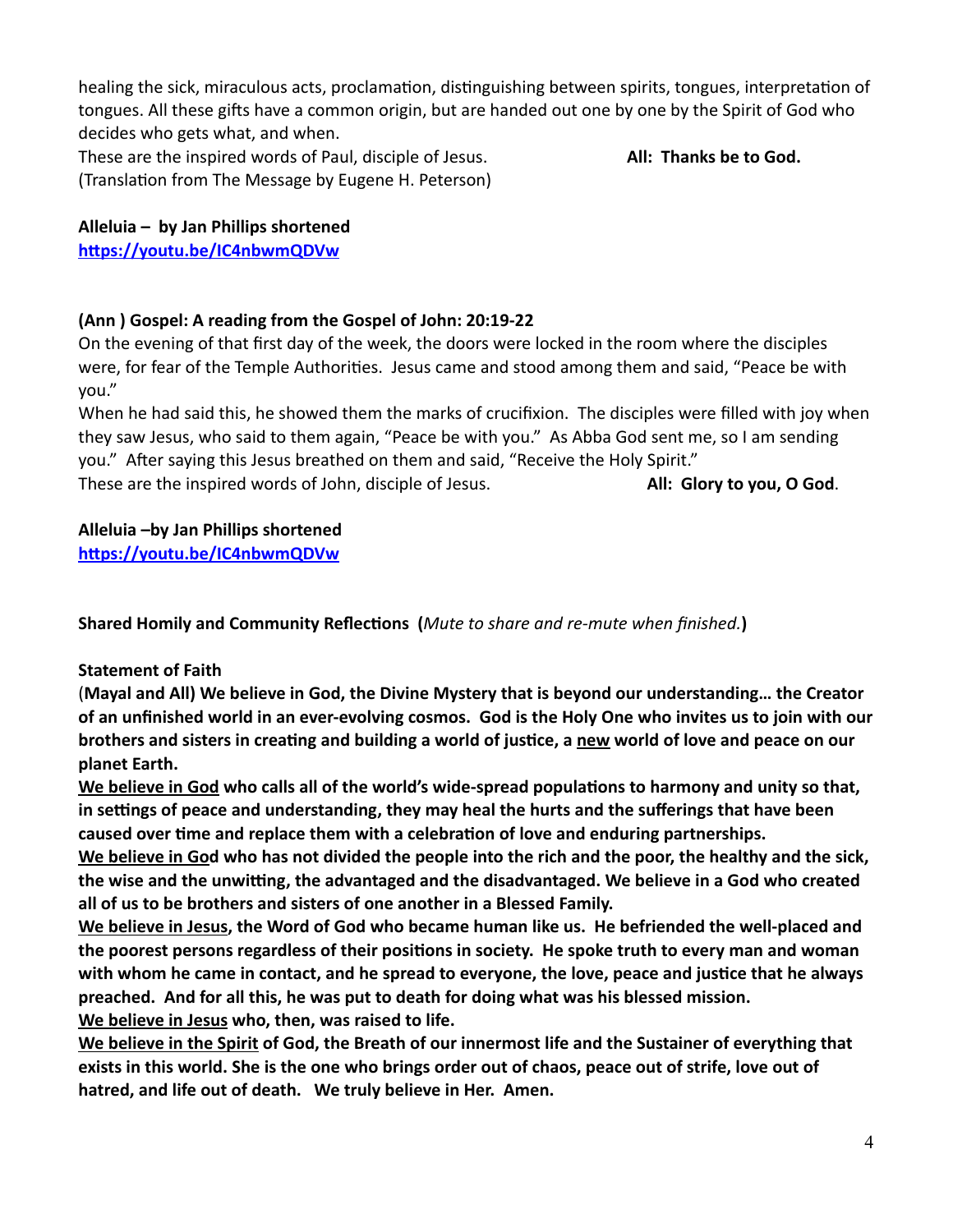healing the sick, miraculous acts, proclamation, distinguishing between spirits, tongues, interpretation of tongues. All these gifts have a common origin, but are handed out one by one by the Spirit of God who decides who gets what, and when.

These are the inspired words of Paul, disciple of Jesus. **All: Thanks be to God.**

(Translation from The Message by Eugene H. Peterson)

**Alleluia – by Jan Phillips shortened**
**https://youtu.be/IC4nbwmQDVw**

**(Ann ) Gospel: A reading from the Gospel of John: 20:19-22**

On the evening of that first day of the week, the doors were locked in the room where the disciples were, for fear of the Temple Authorities. Jesus came and stood among them and said, "Peace be with you."

When he had said this, he showed them the marks of crucifixion. The disciples were filled with joy when they saw Jesus, who said to them again, "Peace be with you." As Abba God sent me, so I am sending you." After saying this Jesus breathed on them and said, "Receive the Holy Spirit."

These are the inspired words of John, disciple of Jesus. **All: Glory to you, O God**.

**Alleluia –by Jan Phillips shortened**
**https://youtu.be/IC4nbwmQDVw**

**Shared Homily and Community Reflections (***Mute to share and re-mute when finished.***)**

**Statement of Faith**

(**Mayal and All) We believe in God, the Divine Mystery that is beyond our understanding… the Creator of an unfinished world in an ever-evolving cosmos. God is the Holy One who invites us to join with our brothers and sisters in creating and building a world of justice, a <u>new</u> world of love and peace on our planet Earth.**

**<u>We believe in God</u> who calls all of the world's wide-spread populations to harmony and unity so that, in settings of peace and understanding, they may heal the hurts and the sufferings that have been caused over time and replace them with a celebration of love and enduring partnerships.**

**<u>We believe in God</u> who has not divided the people into the rich and the poor, the healthy and the sick, the wise and the unwitting, the advantaged and the disadvantaged. We believe in a God who created all of us to be brothers and sisters of one another in a Blessed Family.**

**<u>We believe in Jesus</u>, the Word of God who became human like us. He befriended the well-placed and the poorest persons regardless of their positions in society. He spoke truth to every man and woman with whom he came in contact, and he spread to everyone, the love, peace and justice that he always preached. And for all this, he was put to death for doing what was his blessed mission.**

**<u>We believe in Jesus</u> who, then, was raised to life.**

**<u>We believe in the Spirit</u> of God, the Breath of our innermost life and the Sustainer of everything that exists in this world. She is the one who brings order out of chaos, peace out of strife, love out of hatred, and life out of death. We truly believe in Her. Amen.**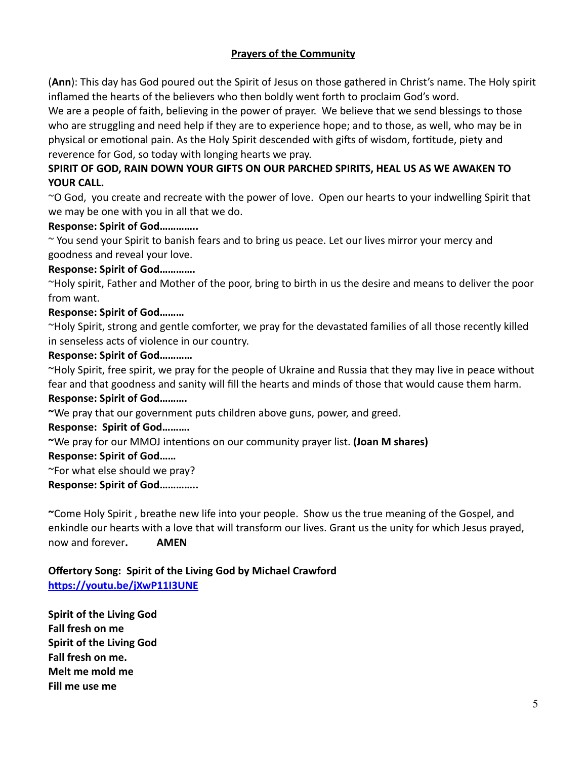## **Prayers of the Community**

(**Ann**): This day has God poured out the Spirit of Jesus on those gathered in Christ's name. The Holy spirit inflamed the hearts of the believers who then boldly went forth to proclaim God's word.
We are a people of faith, believing in the power of prayer. We believe that we send blessings to those who are struggling and need help if they are to experience hope; and to those, as well, who may be in physical or emotional pain. As the Holy Spirit descended with gifts of wisdom, fortitude, piety and reverence for God, so today with longing hearts we pray.

**SPIRIT OF GOD, RAIN DOWN YOUR GIFTS ON OUR PARCHED SPIRITS, HEAL US AS WE AWAKEN TO YOUR CALL.**

~O God, you create and recreate with the power of love. Open our hearts to your indwelling Spirit that we may be one with you in all that we do.

**Response: Spirit of God………….**

~ You send your Spirit to banish fears and to bring us peace. Let our lives mirror your mercy and goodness and reveal your love.

**Response: Spirit of God…………**

~Holy spirit, Father and Mother of the poor, bring to birth in us the desire and means to deliver the poor from want.

**Response: Spirit of God………**

~Holy Spirit, strong and gentle comforter, we pray for the devastated families of all those recently killed in senseless acts of violence in our country.

**Response: Spirit of God…………**

~Holy Spirit, free spirit, we pray for the people of Ukraine and Russia that they may live in peace without fear and that goodness and sanity will fill the hearts and minds of those that would cause them harm.

**Response: Spirit of God……….**

**~**We pray that our government puts children above guns, power, and greed.

**Response: Spirit of God……….**

**~**We pray for our MMOJ intentions on our community prayer list. **(Joan M shares)**

**Response: Spirit of God……**

~For what else should we pray?

**Response: Spirit of God………….**

**~**Come Holy Spirit , breathe new life into your people. Show us the true meaning of the Gospel, and enkindle our hearts with a love that will transform our lives. Grant us the unity for which Jesus prayed, now and forever**. AMEN**

**Offertory Song: Spirit of the Living God by Michael Crawford**
[https://youtu.be/jXwP11I3UNE](https://youtu.be/jXwP11I3UNE)

**Spirit of the Living God**
**Fall fresh on me**
**Spirit of the Living God**
**Fall fresh on me.**
**Melt me mold me**
**Fill me use me**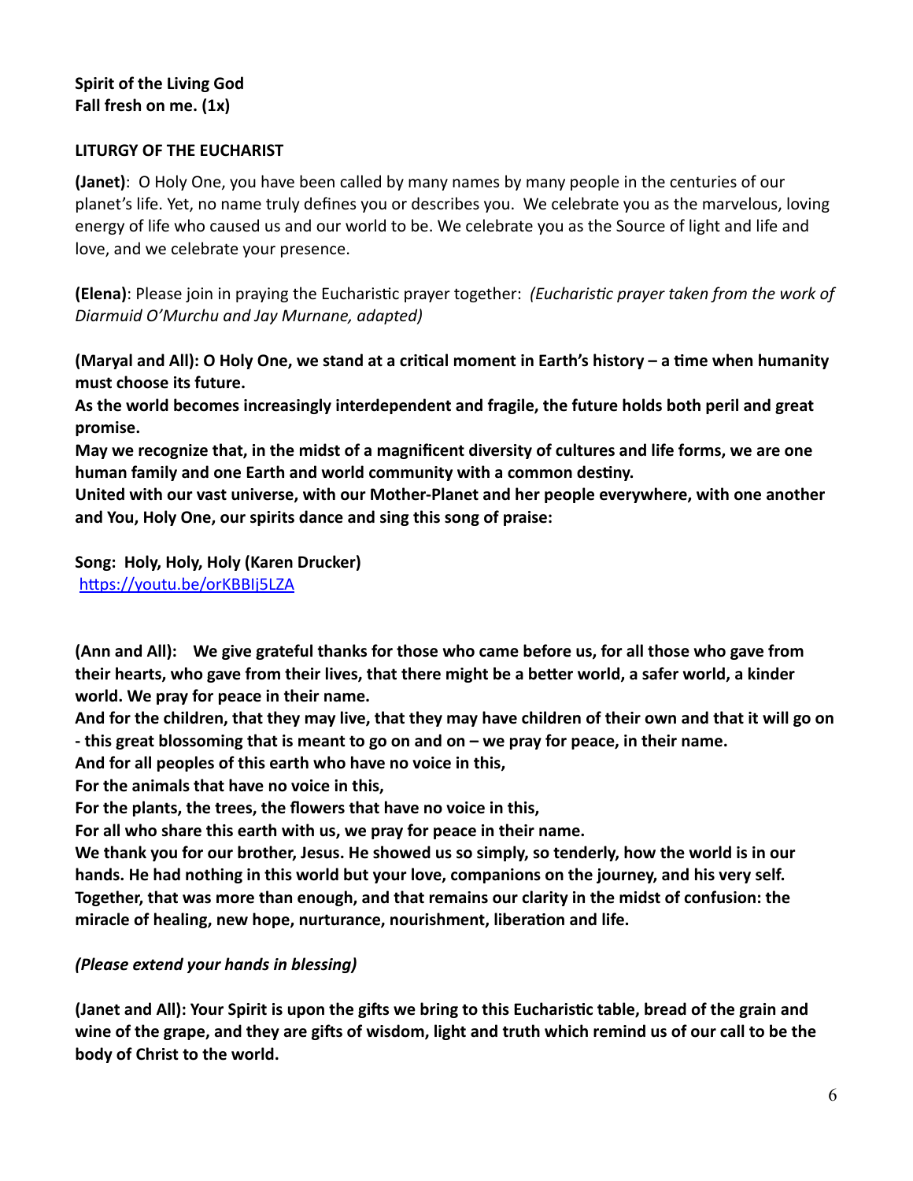**Spirit of the Living God**
**Fall fresh on me. (1x)**

**LITURGY OF THE EUCHARIST**

**(Janet)**: O Holy One, you have been called by many names by many people in the centuries of our planet's life. Yet, no name truly defines you or describes you. We celebrate you as the marvelous, loving energy of life who caused us and our world to be. We celebrate you as the Source of light and life and love, and we celebrate your presence.

**(Elena)**: Please join in praying the Eucharistic prayer together: *(Eucharistic prayer taken from the work of Diarmuid O'Murchu and Jay Murnane, adapted)*

**(Maryal and All): O Holy One, we stand at a critical moment in Earth's history – a time when humanity must choose its future.**
**As the world becomes increasingly interdependent and fragile, the future holds both peril and great promise.**
**May we recognize that, in the midst of a magnificent diversity of cultures and life forms, we are one human family and one Earth and world community with a common destiny.**
**United with our vast universe, with our Mother-Planet and her people everywhere, with one another and You, Holy One, our spirits dance and sing this song of praise:**

**Song: Holy, Holy, Holy (Karen Drucker)**
[https://youtu.be/orKBBIj5LZA](https://youtu.be/orKBBIj5LZA)

**(Ann and All): We give grateful thanks for those who came before us, for all those who gave from their hearts, who gave from their lives, that there might be a better world, a safer world, a kinder world. We pray for peace in their name.**
**And for the children, that they may live, that they may have children of their own and that it will go on - this great blossoming that is meant to go on and on – we pray for peace, in their name.**
**And for all peoples of this earth who have no voice in this,**
**For the animals that have no voice in this,**
**For the plants, the trees, the flowers that have no voice in this,**
**For all who share this earth with us, we pray for peace in their name.**
**We thank you for our brother, Jesus. He showed us so simply, so tenderly, how the world is in our hands. He had nothing in this world but your love, companions on the journey, and his very self. Together, that was more than enough, and that remains our clarity in the midst of confusion: the miracle of healing, new hope, nurturance, nourishment, liberation and life.**

*(Please extend your hands in blessing)*

**(Janet and All): Your Spirit is upon the gifts we bring to this Eucharistic table, bread of the grain and wine of the grape, and they are gifts of wisdom, light and truth which remind us of our call to be the body of Christ to the world.**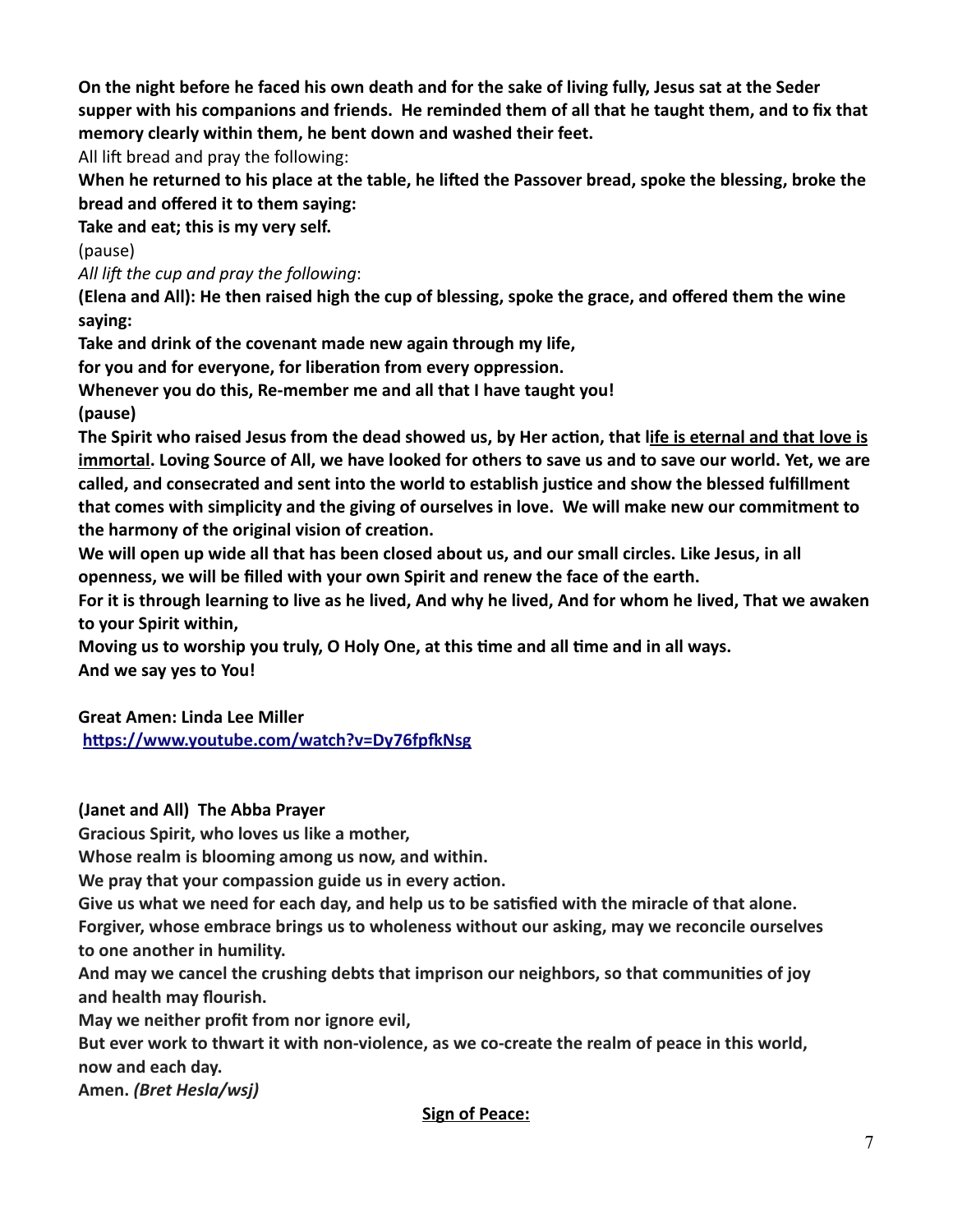**On the night before he faced his own death and for the sake of living fully, Jesus sat at the Seder supper with his companions and friends. He reminded them of all that he taught them, and to fix that memory clearly within them, he bent down and washed their feet.**

All lift bread and pray the following:

**When he returned to his place at the table, he lifted the Passover bread, spoke the blessing, broke the bread and offered it to them saying:**

**Take and eat; this is my very self.**

(pause)

*All lift the cup and pray the following*:

**(Elena and All): He then raised high the cup of blessing, spoke the grace, and offered them the wine saying:**

**Take and drink of the covenant made new again through my life,**

**for you and for everyone, for liberation from every oppression.**

**Whenever you do this, Re-member me and all that I have taught you!**

**(pause)**

**The Spirit who raised Jesus from the dead showed us, by Her action, that <u>life is eternal and that love is immortal</u>. Loving Source of All, we have looked for others to save us and to save our world. Yet, we are called, and consecrated and sent into the world to establish justice and show the blessed fulfillment that comes with simplicity and the giving of ourselves in love. We will make new our commitment to the harmony of the original vision of creation.**

**We will open up wide all that has been closed about us, and our small circles. Like Jesus, in all openness, we will be filled with your own Spirit and renew the face of the earth.**

**For it is through learning to live as he lived, And why he lived, And for whom he lived, That we awaken to your Spirit within,**

**Moving us to worship you truly, O Holy One, at this time and all time and in all ways.**

**And we say yes to You!**

**Great Amen: Linda Lee Miller**

**[https://www.youtube.com/watch?v=Dy76fpfkNsg](https://www.youtube.com/watch?v=Dy76fpfkNsg)**

**(Janet and All) The Abba Prayer**

**Gracious Spirit, who loves us like a mother,**

**Whose realm is blooming among us now, and within.**

**We pray that your compassion guide us in every action.**

**Give us what we need for each day, and help us to be satisfied with the miracle of that alone.**

**Forgiver, whose embrace brings us to wholeness without our asking, may we reconcile ourselves to one another in humility.**

**And may we cancel the crushing debts that imprison our neighbors, so that communities of joy and health may flourish.**

**May we neither profit from nor ignore evil,**

**But ever work to thwart it with non-violence, as we co-create the realm of peace in this world, now and each day.**

**Amen.** ***(Bret Hesla/wsj)***

**<u>Sign of Peace:</u>**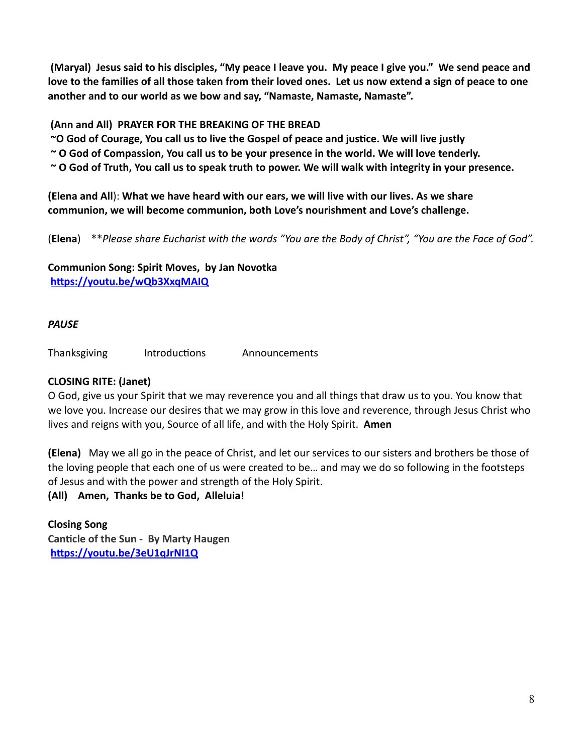**(Maryal) Jesus said to his disciples, "My peace I leave you. My peace I give you." We send peace and love to the families of all those taken from their loved ones. Let us now extend a sign of peace to one another and to our world as we bow and say, "Namaste, Namaste, Namaste".**

**(Ann and All) PRAYER FOR THE BREAKING OF THE BREAD**

**~O God of Courage, You call us to live the Gospel of peace and justice. We will live justly**

**~ O God of Compassion, You call us to be your presence in the world. We will love tenderly.**

**~ O God of Truth, You call us to speak truth to power. We will walk with integrity in your presence.**

**(Elena and All)**: **What we have heard with our ears, we will live with our lives. As we share communion, we will become communion, both Love's nourishment and Love's challenge.**

(**Elena**) **Please share Eucharist with the words "You are the Body of Christ", "You are the Face of God".*

**Communion Song: Spirit Moves, by Jan Novotka**
**https://youtu.be/wQb3XxqMAIQ**

***PAUSE***

Thanksgiving Introductions Announcements

**CLOSING RITE: (Janet)**
O God, give us your Spirit that we may reverence you and all things that draw us to you. You know that we love you. Increase our desires that we may grow in this love and reverence, through Jesus Christ who lives and reigns with you, Source of all life, and with the Holy Spirit. **Amen**

**(Elena)** May we all go in the peace of Christ, and let our services to our sisters and brothers be those of the loving people that each one of us were created to be… and may we do so following in the footsteps of Jesus and with the power and strength of the Holy Spirit.
**(All) Amen, Thanks be to God, Alleluia!**

**Closing Song**
**Canticle of the Sun - By Marty Haugen**
**https://youtu.be/3eU1qJrNI1Q**